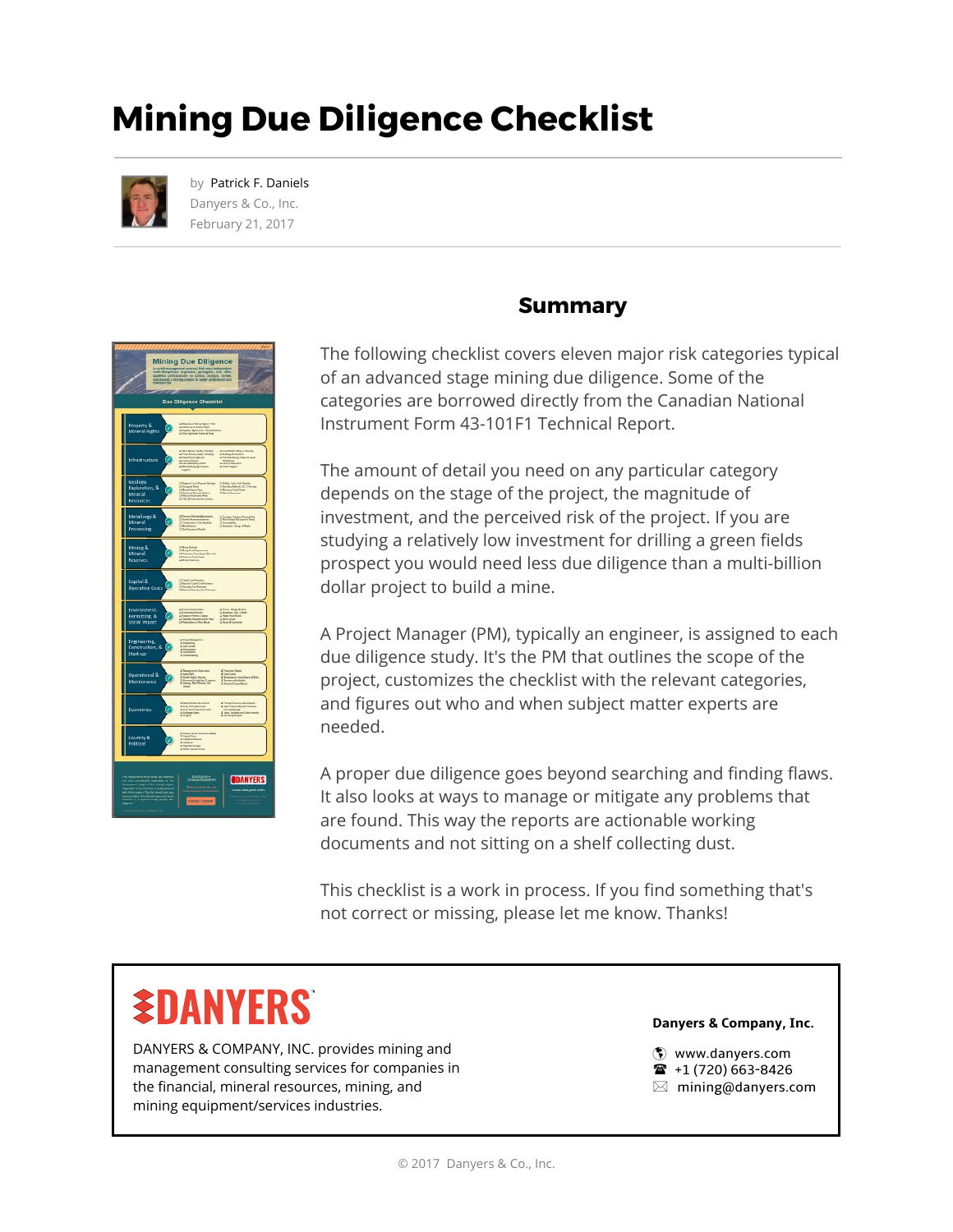# Mining Due Diligence Checklist

by Patrick F. Daniels
Danyers & Co., Inc.
February 21, 2017

## Summary

The following checklist covers eleven major risk categories typical of an advanced stage mining due diligence. Some of the categories are borrowed directly from the Canadian National Instrument Form 43-101F1 Technical Report.

The amount of detail you need on any particular category depends on the stage of the project, the magnitude of investment, and the perceived risk of the project. If you are studying a relatively low investment for drilling a green fields prospect you would need less due diligence than a multi-billion dollar project to build a mine.

A Project Manager (PM), typically an engineer, is assigned to each due diligence study. It's the PM that outlines the scope of the project, customizes the checklist with the relevant categories, and figures out who and when subject matter experts are needed.

A proper due diligence goes beyond searching and finding flaws. It also looks at ways to manage or mitigate any problems that are found. This way the reports are actionable working documents and not sitting on a shelf collecting dust.

This checklist is a work in process. If you find something that's not correct or missing, please let me know. Thanks!

**DANYERS**

DANYERS & COMPANY, INC. provides mining and management consulting services for companies in the financial, mineral resources, mining, and mining equipment/services industries.

**Danyers & Company, Inc.**

www.danyers.com
+1 (720) 663-8426
mining@danyers.com

© 2017 Danyers & Co., Inc.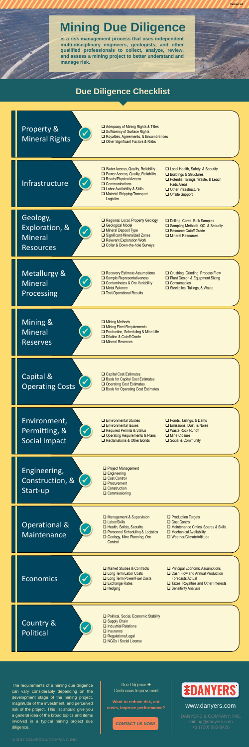Version 1.0

# Mining Due Diligence

**is a risk management process that uses independent multi-disciplinary engineers, geologists, and other qualified professionals to collect, analyze, review, and assess a mining project to better understand and manage risk.**

## Due Diligence Checklist

### Property & Mineral Rights

- Adequacy of Mining Rights & Titles
- Sufficiency of Surface Rights
- Royalties, Agreements, & Encumbrances
- Other Significant Factors & Risks

### Infrastructure

- Water Access, Quality, Reliability
- Power Access, Quality, Reliability
- Roads/Physical Access
- Communications
- Labor Availability & Skills
- Material Shipping/Transport Logistics
- Local Health, Safety, & Security
- Buildings & Structures
- Potential Tailings, Waste, & Leach Pads Areas
- Other Infrastructure
- Offsite Support

### Geology, Exploration, & Mineral Resources

- Regional, Local, Property Geology
- Geological Model
- Mineral Deposit Type
- Significant Mineralized Zones
- Relevant Exploration Work
- Collar & Down-the-hole Surveys
- Drilling, Cores, Bulk Samples
- Sampling Methods, QC, & Security
- Resource Cutoff Grade
- Mineral Resources

### Metallurgy & Mineral Processing

- Recovery Estimate Assumptions
- Sample Representativeness
- Contaminates & Ore Variability
- Metal Balance
- Test/Operational Results
- Crushing, Grinding, Process Flow
- Plant Design & Equipment Sizing
- Consumables
- Stockpiles, Tailings, & Waste

### Mining & Mineral Reserves

- Mining Methods
- Mining Fleet Requirements
- Production, Scheduling & Mine Life
- Dilution & Cutoff Grade
- Mineral Reserves

### Capital & Operating Costs

- Capital Cost Estimates
- Basis for Capital Cost Estimates
- Operating Cost Estimates
- Basis for Operating Cost Estimates

### Environment, Permitting, & Social Impact

- Environmental Studies
- Environmental Issues
- Required Permits & Status
- Operating Requirements & Plans
- Reclamations & Other Bonds
- Ponds, Tailings, & Dams
- Emissions, Dust, & Noise
- Waste Rock Runoff
- Mine Closure
- Social & Community

### Engineering, Construction, & Start-up

- Project Management
- Engineering
- Cost Control
- Procurement
- Construction
- Commissioning

### Operational & Maintenance

- Management & Supervision
- Labor/Skills
- Health, Safety, Security
- Personnel Scheduling & Logistics
- Geology, Mine Planning, Ore Control
- Production Targets
- Cost Control
- Maintenance Critical Spares & Skills
- Mechanical Availability
- Weather/Climate/Altitude

### Economics

- Market Studies & Contracts
- Long Term Labor Costs
- Long Term Power/Fuel Costs
- Exchange Rates
- Hedging
- Principal Economic Assumptions
- Cash Flow and Annual Production Forecasts/Actual
- Taxes, Royalties and Other Interests
- Sensitivity Analysis

### Country & Political

- Political, Social, Economic Stability
- Supply Chain
- Industrial Relations
- Insurance
- Regulations/Legal
- NGOs / Social License

The requirements of a mining due diligence can vary considerably depending on the development stage of the mining project, magnitude of the investment, and perceived risk of the project. This list should give you a general idea of the broad topics and items involved in a typical mining project due diligence.

Due Diligence + Continuous Improvement

**Want to reduce risk, cut costs, improve performance?**

**CONTACT US NOW!**

DANYERS

www.danyers.com

DANYERS & COMPANY, INC.
mining@danyers.com
+1 (720) 663-8426

© 2017 DANYERS & COMPANY, INC.